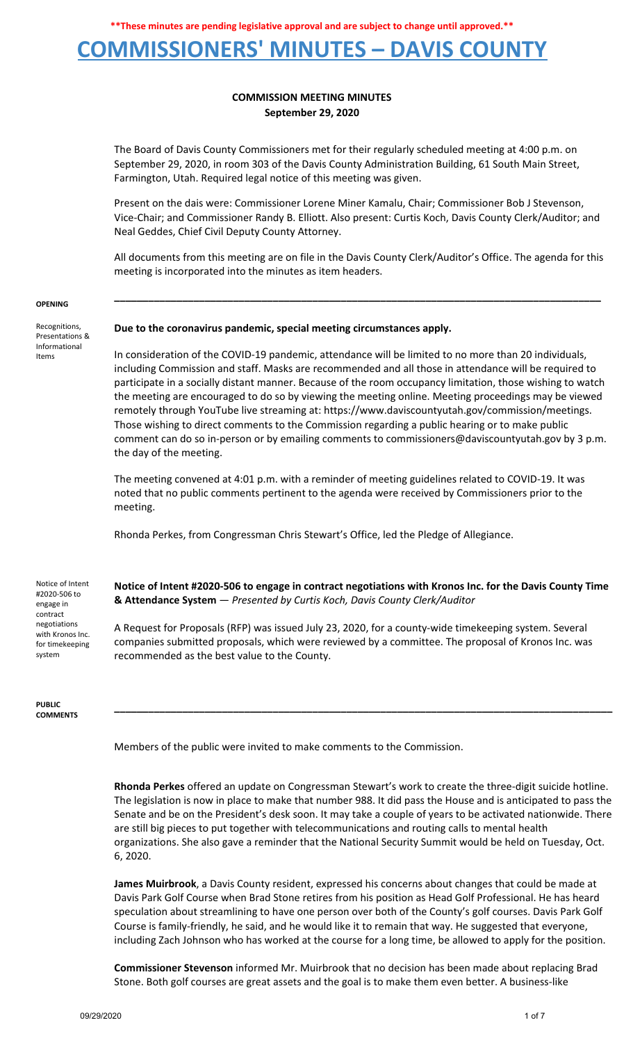**\*\*These minutes are pending legislative approval and are subject to change until approved.\*\***

# COMMISSIONERS' MINUTES – DAVIS COUNTY

## COMMISSION MEETING MINUTES
**September 29, 2020**

The Board of Davis County Commissioners met for their regularly scheduled meeting at 4:00 p.m. on September 29, 2020, in room 303 of the Davis County Administration Building, 61 South Main Street, Farmington, Utah. Required legal notice of this meeting was given.

Present on the dais were: Commissioner Lorene Miner Kamalu, Chair; Commissioner Bob J Stevenson, Vice-Chair; and Commissioner Randy B. Elliott. Also present: Curtis Koch, Davis County Clerk/Auditor; and Neal Geddes, Chief Civil Deputy County Attorney.

All documents from this meeting are on file in the Davis County Clerk/Auditor's Office. The agenda for this meeting is incorporated into the minutes as item headers.

---

**OPENING**

*Recognitions, Presentations & Informational Items*

**Due to the coronavirus pandemic, special meeting circumstances apply.**

In consideration of the COVID-19 pandemic, attendance will be limited to no more than 20 individuals, including Commission and staff. Masks are recommended and all those in attendance will be required to participate in a socially distant manner. Because of the room occupancy limitation, those wishing to watch the meeting are encouraged to do so by viewing the meeting online. Meeting proceedings may be viewed remotely through YouTube live streaming at: https://www.daviscountyutah.gov/commission/meetings. Those wishing to direct comments to the Commission regarding a public hearing or to make public comment can do so in-person or by emailing comments to commissioners@daviscountyutah.gov by 3 p.m. the day of the meeting.

The meeting convened at 4:01 p.m. with a reminder of meeting guidelines related to COVID-19. It was noted that no public comments pertinent to the agenda were received by Commissioners prior to the meeting.

Rhonda Perkes, from Congressman Chris Stewart's Office, led the Pledge of Allegiance.

*Notice of Intent #2020-506 to engage in contract negotiations with Kronos Inc. for timekeeping system*

**Notice of Intent #2020-506 to engage in contract negotiations with Kronos Inc. for the Davis County Time & Attendance System** — *Presented by Curtis Koch, Davis County Clerk/Auditor*

A Request for Proposals (RFP) was issued July 23, 2020, for a county-wide timekeeping system. Several companies submitted proposals, which were reviewed by a committee. The proposal of Kronos Inc. was recommended as the best value to the County.

---

**PUBLIC COMMENTS**

Members of the public were invited to make comments to the Commission.

**Rhonda Perkes** offered an update on Congressman Stewart's work to create the three-digit suicide hotline. The legislation is now in place to make that number 988. It did pass the House and is anticipated to pass the Senate and be on the President's desk soon. It may take a couple of years to be activated nationwide. There are still big pieces to put together with telecommunications and routing calls to mental health organizations. She also gave a reminder that the National Security Summit would be held on Tuesday, Oct. 6, 2020.

**James Muirbrook**, a Davis County resident, expressed his concerns about changes that could be made at Davis Park Golf Course when Brad Stone retires from his position as Head Golf Professional. He has heard speculation about streamlining to have one person over both of the County's golf courses. Davis Park Golf Course is family-friendly, he said, and he would like it to remain that way. He suggested that everyone, including Zach Johnson who has worked at the course for a long time, be allowed to apply for the position.

**Commissioner Stevenson** informed Mr. Muirbrook that no decision has been made about replacing Brad Stone. Both golf courses are great assets and the goal is to make them even better. A business-like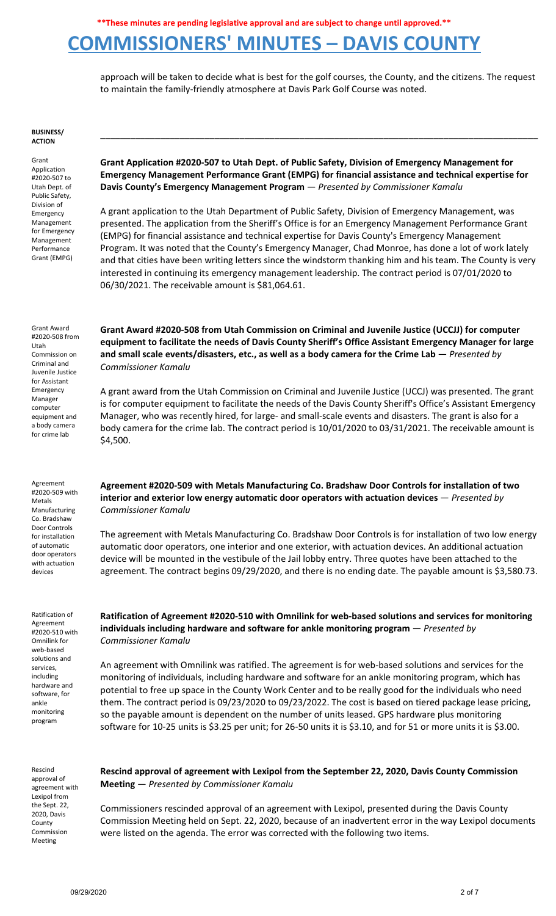approach will be taken to decide what is best for the golf courses, the County, and the citizens. The request to maintain the family-friendly atmosphere at Davis Park Golf Course was noted.

**BUSINESS/ ACTION**

---

Grant Application #2020-507 to Utah Dept. of Public Safety, Division of Emergency Management for Emergency Management Performance Grant (EMPG)

**Grant Application #2020-507 to Utah Dept. of Public Safety, Division of Emergency Management for Emergency Management Performance Grant (EMPG) for financial assistance and technical expertise for Davis County's Emergency Management Program** — *Presented by Commissioner Kamalu*

A grant application to the Utah Department of Public Safety, Division of Emergency Management, was presented. The application from the Sheriff's Office is for an Emergency Management Performance Grant (EMPG) for financial assistance and technical expertise for Davis County's Emergency Management Program. It was noted that the County's Emergency Manager, Chad Monroe, has done a lot of work lately and that cities have been writing letters since the windstorm thanking him and his team. The County is very interested in continuing its emergency management leadership. The contract period is 07/01/2020 to 06/30/2021. The receivable amount is $81,064.61.

Grant Award #2020-508 from Utah Commission on Criminal and Juvenile Justice for Assistant Emergency Manager computer equipment and a body camera for crime lab

**Grant Award #2020-508 from Utah Commission on Criminal and Juvenile Justice (UCCJJ) for computer equipment to facilitate the needs of Davis County Sheriff's Office Assistant Emergency Manager for large and small scale events/disasters, etc., as well as a body camera for the Crime Lab** — *Presented by Commissioner Kamalu*

A grant award from the Utah Commission on Criminal and Juvenile Justice (UCCJJ) was presented. The grant is for computer equipment to facilitate the needs of the Davis County Sheriff's Office's Assistant Emergency Manager, who was recently hired, for large- and small-scale events and disasters. The grant is also for a body camera for the crime lab. The contract period is 10/01/2020 to 03/31/2021. The receivable amount is $4,500.

Agreement #2020-509 with Metals Manufacturing Co. Bradshaw Door Controls for installation of automatic door operators with actuation devices

**Agreement #2020-509 with Metals Manufacturing Co. Bradshaw Door Controls for installation of two interior and exterior low energy automatic door operators with actuation devices** — *Presented by Commissioner Kamalu*

The agreement with Metals Manufacturing Co. Bradshaw Door Controls is for installation of two low energy automatic door operators, one interior and one exterior, with actuation devices. An additional actuation device will be mounted in the vestibule of the Jail lobby entry. Three quotes have been attached to the agreement. The contract begins 09/29/2020, and there is no ending date. The payable amount is $3,580.73.

Ratification of Agreement #2020-510 with Omnilink for web-based solutions and services, including hardware and software, for ankle monitoring program

**Ratification of Agreement #2020-510 with Omnilink for web-based solutions and services for monitoring individuals including hardware and software for ankle monitoring program** — *Presented by Commissioner Kamalu*

An agreement with Omnilink was ratified. The agreement is for web-based solutions and services for the monitoring of individuals, including hardware and software for an ankle monitoring program, which has potential to free up space in the County Work Center and to be really good for the individuals who need them. The contract period is 09/23/2020 to 09/23/2022. The cost is based on tiered package lease pricing, so the payable amount is dependent on the number of units leased. GPS hardware plus monitoring software for 10-25 units is $3.25 per unit; for 26-50 units it is $3.10, and for 51 or more units it is $3.00.

Rescind approval of agreement with Lexipol from the Sept. 22, 2020, Davis County Commission Meeting

**Rescind approval of agreement with Lexipol from the September 22, 2020, Davis County Commission Meeting** — *Presented by Commissioner Kamalu*

Commissioners rescinded approval of an agreement with Lexipol, presented during the Davis County Commission Meeting held on Sept. 22, 2020, because of an inadvertent error in the way Lexipol documents were listed on the agenda. The error was corrected with the following two items.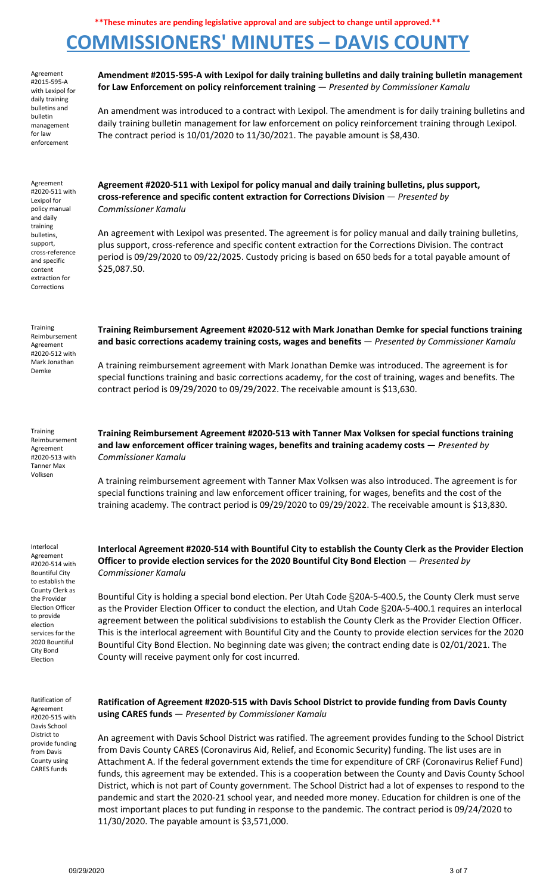**These minutes are pending legislative approval and are subject to change until approved.**

# COMMISSIONERS' MINUTES – DAVIS COUNTY

Agreement #2015-595-A with Lexipol for daily training bulletins and bulletin management for law enforcement

**Amendment #2015-595-A with Lexipol for daily training bulletins and daily training bulletin management for Law Enforcement on policy reinforcement training** — *Presented by Commissioner Kamalu*

An amendment was introduced to a contract with Lexipol. The amendment is for daily training bulletins and daily training bulletin management for law enforcement on policy reinforcement training through Lexipol. The contract period is 10/01/2020 to 11/30/2021. The payable amount is $8,430.

Agreement #2020-511 with Lexipol for policy manual and daily training bulletins, support, cross-reference and specific content extraction for Corrections

**Agreement #2020-511 with Lexipol for policy manual and daily training bulletins, plus support, cross-reference and specific content extraction for Corrections Division** — *Presented by Commissioner Kamalu*

An agreement with Lexipol was presented. The agreement is for policy manual and daily training bulletins, plus support, cross-reference and specific content extraction for the Corrections Division. The contract period is 09/29/2020 to 09/22/2025. Custody pricing is based on 650 beds for a total payable amount of $25,087.50.

Training Reimbursement Agreement #2020-512 with Mark Jonathan Demke

**Training Reimbursement Agreement #2020-512 with Mark Jonathan Demke for special functions training and basic corrections academy training costs, wages and benefits** — *Presented by Commissioner Kamalu*

A training reimbursement agreement with Mark Jonathan Demke was introduced. The agreement is for special functions training and basic corrections academy, for the cost of training, wages and benefits. The contract period is 09/29/2020 to 09/29/2022. The receivable amount is $13,630.

Training Reimbursement Agreement #2020-513 with Tanner Max Volksen

**Training Reimbursement Agreement #2020-513 with Tanner Max Volksen for special functions training and law enforcement officer training wages, benefits and training academy costs** — *Presented by Commissioner Kamalu*

A training reimbursement agreement with Tanner Max Volksen was also introduced. The agreement is for special functions training and law enforcement officer training, for wages, benefits and the cost of the training academy. The contract period is 09/29/2020 to 09/29/2022. The receivable amount is $13,830.

Interlocal Agreement #2020-514 with Bountiful City to establish the County Clerk as the Provider Election Officer to provide election services for the 2020 Bountiful City Bond Election

**Interlocal Agreement #2020-514 with Bountiful City to establish the County Clerk as the Provider Election Officer to provide election services for the 2020 Bountiful City Bond Election** — *Presented by Commissioner Kamalu*

Bountiful City is holding a special bond election. Per Utah Code §20A-5-400.5, the County Clerk must serve as the Provider Election Officer to conduct the election, and Utah Code §20A-5-400.1 requires an interlocal agreement between the political subdivisions to establish the County Clerk as the Provider Election Officer. This is the interlocal agreement with Bountiful City and the County to provide election services for the 2020 Bountiful City Bond Election. No beginning date was given; the contract ending date is 02/01/2021. The County will receive payment only for cost incurred.

Ratification of Agreement #2020-515 with Davis School District to provide funding from Davis County using CARES funds

**Ratification of Agreement #2020-515 with Davis School District to provide funding from Davis County using CARES funds** — *Presented by Commissioner Kamalu*

An agreement with Davis School District was ratified. The agreement provides funding to the School District from Davis County CARES (Coronavirus Aid, Relief, and Economic Security) funding. The list uses are in Attachment A. If the federal government extends the time for expenditure of CRF (Coronavirus Relief Fund) funds, this agreement may be extended. This is a cooperation between the County and Davis County School District, which is not part of County government. The School District had a lot of expenses to respond to the pandemic and start the 2020-21 school year, and needed more money. Education for children is one of the most important places to put funding in response to the pandemic. The contract period is 09/24/2020 to 11/30/2020. The payable amount is $3,571,000.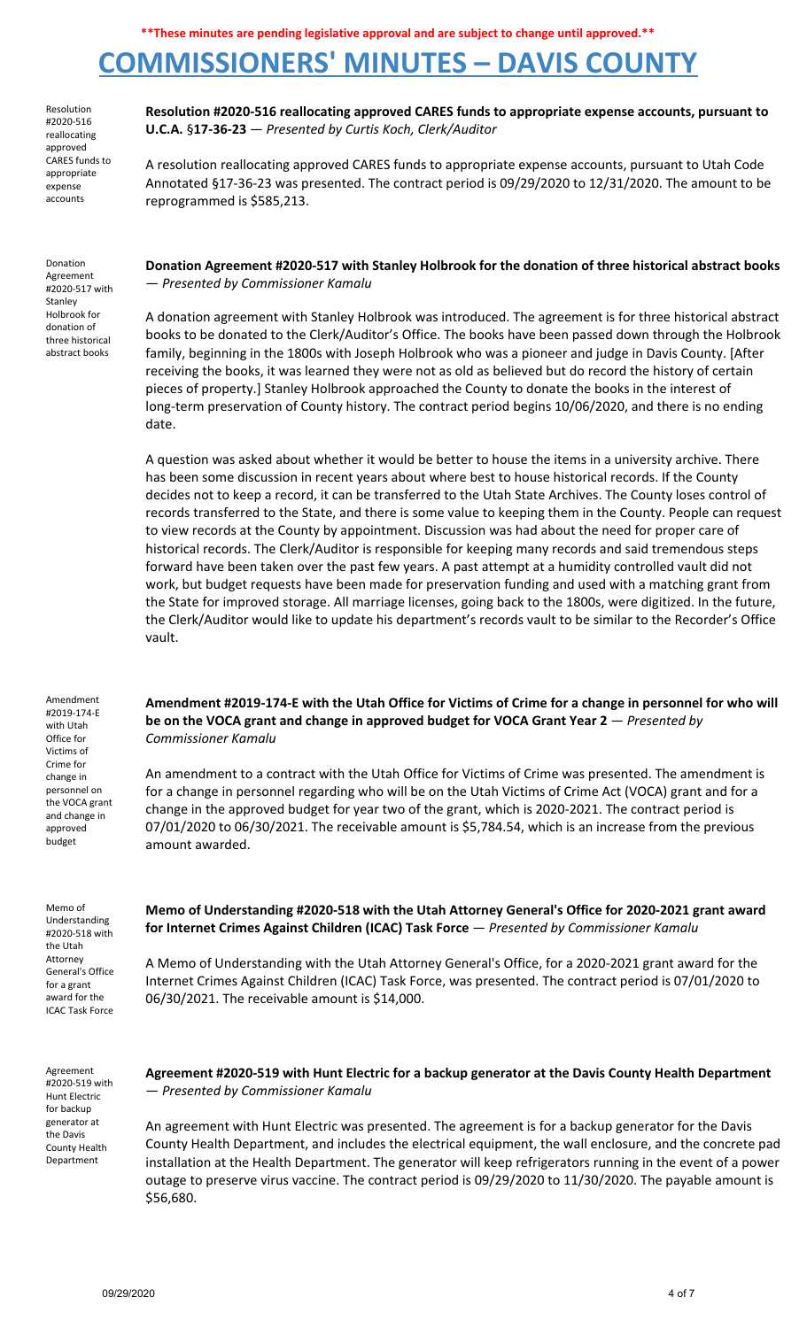**\*\*These minutes are pending legislative approval and are subject to change until approved.\*\***

# COMMISSIONERS' MINUTES – DAVIS COUNTY

Resolution #2020-516 reallocating approved CARES funds to appropriate expense accounts

**Resolution #2020-516 reallocating approved CARES funds to appropriate expense accounts, pursuant to U.C.A. §17-36-23** — *Presented by Curtis Koch, Clerk/Auditor*

A resolution reallocating approved CARES funds to appropriate expense accounts, pursuant to Utah Code Annotated §17-36-23 was presented. The contract period is 09/29/2020 to 12/31/2020. The amount to be reprogrammed is $585,213.

Donation Agreement #2020-517 with Stanley Holbrook for donation of three historical abstract books

**Donation Agreement #2020-517 with Stanley Holbrook for the donation of three historical abstract books** — *Presented by Commissioner Kamalu*

A donation agreement with Stanley Holbrook was introduced. The agreement is for three historical abstract books to be donated to the Clerk/Auditor's Office. The books have been passed down through the Holbrook family, beginning in the 1800s with Joseph Holbrook who was a pioneer and judge in Davis County. [After receiving the books, it was learned they were not as old as believed but do record the history of certain pieces of property.] Stanley Holbrook approached the County to donate the books in the interest of long-term preservation of County history. The contract period begins 10/06/2020, and there is no ending date.

A question was asked about whether it would be better to house the items in a university archive. There has been some discussion in recent years about where best to house historical records. If the County decides not to keep a record, it can be transferred to the Utah State Archives. The County loses control of records transferred to the State, and there is some value to keeping them in the County. People can request to view records at the County by appointment. Discussion was had about the need for proper care of historical records. The Clerk/Auditor is responsible for keeping many records and said tremendous steps forward have been taken over the past few years. A past attempt at a humidity controlled vault did not work, but budget requests have been made for preservation funding and used with a matching grant from the State for improved storage. All marriage licenses, going back to the 1800s, were digitized. In the future, the Clerk/Auditor would like to update his department's records vault to be similar to the Recorder's Office vault.

Amendment #2019-174-E with Utah Office for Victims of Crime for change in personnel on the VOCA grant and change in approved budget

**Amendment #2019-174-E with the Utah Office for Victims of Crime for a change in personnel for who will be on the VOCA grant and change in approved budget for VOCA Grant Year 2** — *Presented by Commissioner Kamalu*

An amendment to a contract with the Utah Office for Victims of Crime was presented. The amendment is for a change in personnel regarding who will be on the Utah Victims of Crime Act (VOCA) grant and for a change in the approved budget for year two of the grant, which is 2020-2021. The contract period is 07/01/2020 to 06/30/2021. The receivable amount is $5,784.54, which is an increase from the previous amount awarded.

Memo of Understanding #2020-518 with the Utah Attorney General's Office for a grant award for the ICAC Task Force

**Memo of Understanding #2020-518 with the Utah Attorney General's Office for 2020-2021 grant award for Internet Crimes Against Children (ICAC) Task Force** — *Presented by Commissioner Kamalu*

A Memo of Understanding with the Utah Attorney General's Office, for a 2020-2021 grant award for the Internet Crimes Against Children (ICAC) Task Force, was presented. The contract period is 07/01/2020 to 06/30/2021. The receivable amount is $14,000.

Agreement #2020-519 with Hunt Electric for backup generator at the Davis County Health Department

**Agreement #2020-519 with Hunt Electric for a backup generator at the Davis County Health Department** — *Presented by Commissioner Kamalu*

An agreement with Hunt Electric was presented. The agreement is for a backup generator for the Davis County Health Department, and includes the electrical equipment, the wall enclosure, and the concrete pad installation at the Health Department. The generator will keep refrigerators running in the event of a power outage to preserve virus vaccine. The contract period is 09/29/2020 to 11/30/2020. The payable amount is $56,680.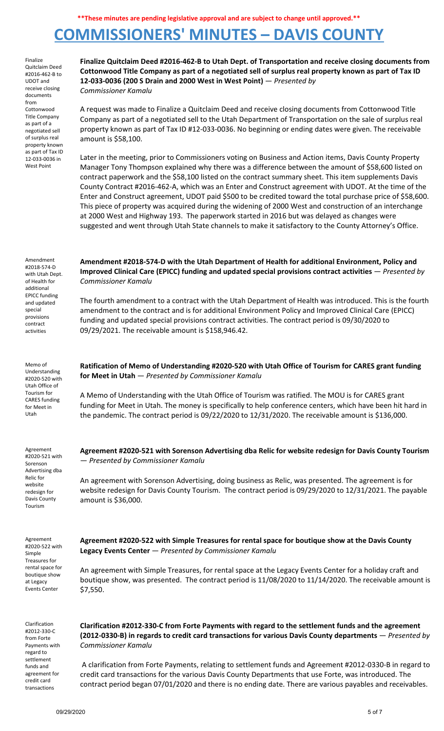**\*\*These minutes are pending legislative approval and are subject to change until approved.\*\***

# COMMISSIONERS' MINUTES – DAVIS COUNTY

Finalize Quitclaim Deed #2016-462-B to UDOT and receive closing documents from Cottonwood Title Company as part of a negotiated sell of surplus real property known as part of Tax ID 12-033-0036 in West Point

**Finalize Quitclaim Deed #2016-462-B to Utah Dept. of Transportation and receive closing documents from Cottonwood Title Company as part of a negotiated sell of surplus real property known as part of Tax ID 12-033-0036 (200 S Drain and 2000 West in West Point)** — *Presented by Commissioner Kamalu*

A request was made to Finalize a Quitclaim Deed and receive closing documents from Cottonwood Title Company as part of a negotiated sell to the Utah Department of Transportation on the sale of surplus real property known as part of Tax ID #12-033-0036. No beginning or ending dates were given. The receivable amount is $58,100.

Later in the meeting, prior to Commissioners voting on Business and Action items, Davis County Property Manager Tony Thompson explained why there was a difference between the amount of $58,600 listed on contract paperwork and the $58,100 listed on the contract summary sheet. This item supplements Davis County Contract #2016-462-A, which was an Enter and Construct agreement with UDOT. At the time of the Enter and Construct agreement, UDOT paid $500 to be credited toward the total purchase price of $58,600. This piece of property was acquired during the widening of 2000 West and construction of an interchange at 2000 West and Highway 193. The paperwork started in 2016 but was delayed as changes were suggested and went through Utah State channels to make it satisfactory to the County Attorney's Office.

Amendment #2018-574-D with Utah Dept. of Health for additional EPICC funding and updated special provisions contract activities

**Amendment #2018-574-D with the Utah Department of Health for additional Environment, Policy and Improved Clinical Care (EPICC) funding and updated special provisions contract activities** — *Presented by Commissioner Kamalu*

The fourth amendment to a contract with the Utah Department of Health was introduced. This is the fourth amendment to the contract and is for additional Environment Policy and Improved Clinical Care (EPICC) funding and updated special provisions contract activities. The contract period is 09/30/2020 to 09/29/2021. The receivable amount is $158,946.42.

Memo of Understanding #2020-520 with Utah Office of Tourism for CARES funding for Meet in Utah

**Ratification of Memo of Understanding #2020-520 with Utah Office of Tourism for CARES grant funding for Meet in Utah** — *Presented by Commissioner Kamalu*

A Memo of Understanding with the Utah Office of Tourism was ratified. The MOU is for CARES grant funding for Meet in Utah. The money is specifically to help conference centers, which have been hit hard in the pandemic. The contract period is 09/22/2020 to 12/31/2020. The receivable amount is $136,000.

Agreement #2020-521 with Sorenson Advertising dba Relic for website redesign for Davis County Tourism

**Agreement #2020-521 with Sorenson Advertising dba Relic for website redesign for Davis County Tourism** — *Presented by Commissioner Kamalu*

An agreement with Sorenson Advertising, doing business as Relic, was presented. The agreement is for website redesign for Davis County Tourism. The contract period is 09/29/2020 to 12/31/2021. The payable amount is $36,000.

Agreement #2020-522 with Simple Treasures for rental space for boutique show at Legacy Events Center

**Agreement #2020-522 with Simple Treasures for rental space for boutique show at the Davis County Legacy Events Center** — *Presented by Commissioner Kamalu*

An agreement with Simple Treasures, for rental space at the Legacy Events Center for a holiday craft and boutique show, was presented. The contract period is 11/08/2020 to 11/14/2020. The receivable amount is $7,550.

Clarification #2012-330-C from Forte Payments with regard to settlement funds and agreement for credit card transactions

**Clarification #2012-330-C from Forte Payments with regard to the settlement funds and the agreement (2012-0330-B) in regards to credit card transactions for various Davis County departments** — *Presented by Commissioner Kamalu*

A clarification from Forte Payments, relating to settlement funds and Agreement #2012-0330-B in regard to credit card transactions for the various Davis County Departments that use Forte, was introduced. The contract period began 07/01/2020 and there is no ending date. There are various payables and receivables.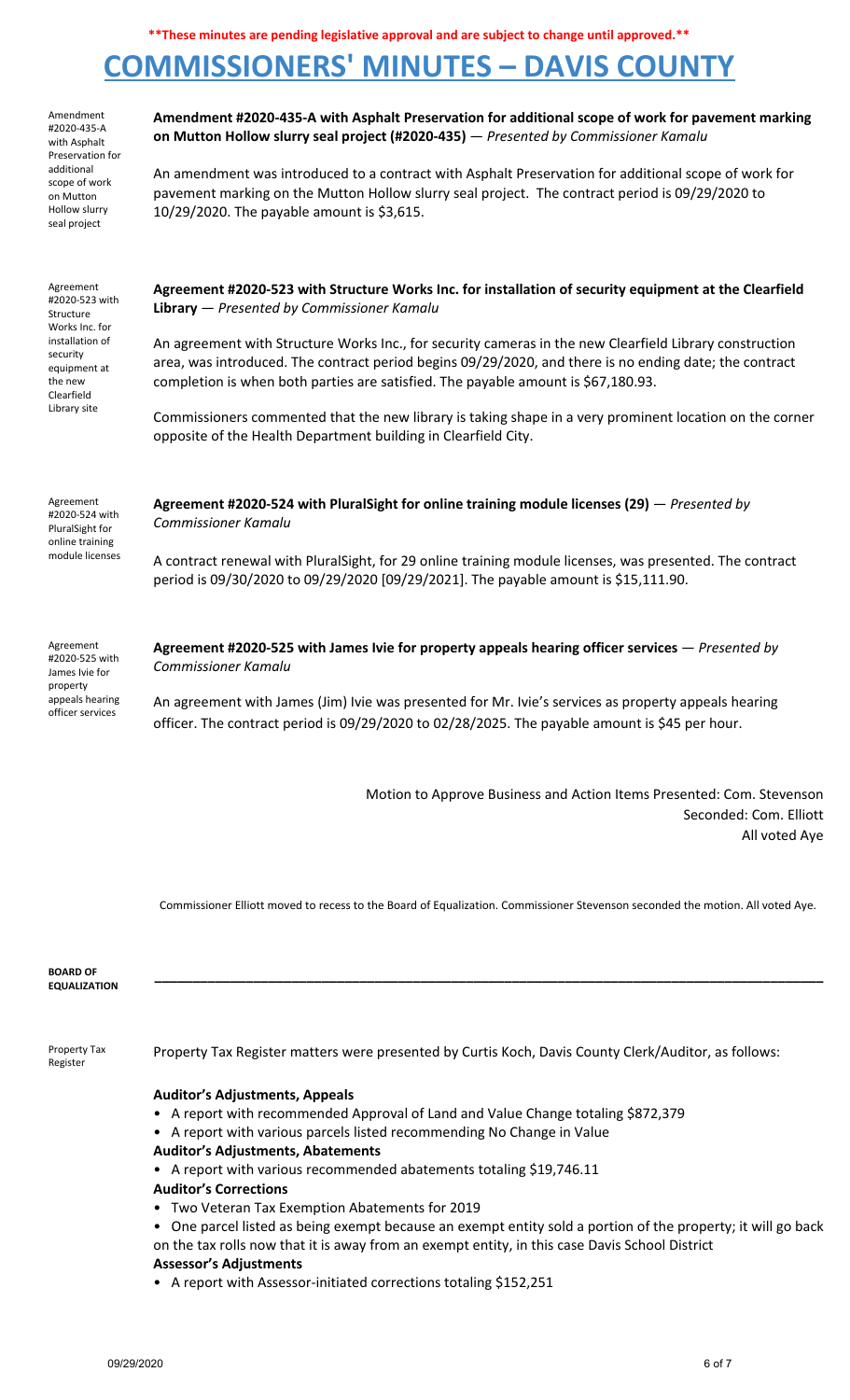**\*\*These minutes are pending legislative approval and are subject to change until approved.\*\***

# COMMISSIONERS' MINUTES – DAVIS COUNTY

Amendment #2020-435-A with Asphalt Preservation for additional scope of work on Mutton Hollow slurry seal project

**Amendment #2020-435-A with Asphalt Preservation for additional scope of work for pavement marking on Mutton Hollow slurry seal project (#2020-435)** — *Presented by Commissioner Kamalu*

An amendment was introduced to a contract with Asphalt Preservation for additional scope of work for pavement marking on the Mutton Hollow slurry seal project. The contract period is 09/29/2020 to 10/29/2020. The payable amount is $3,615.

Agreement #2020-523 with Structure Works Inc. for installation of security equipment at the new Clearfield Library site

**Agreement #2020-523 with Structure Works Inc. for installation of security equipment at the Clearfield Library** — *Presented by Commissioner Kamalu*

An agreement with Structure Works Inc., for security cameras in the new Clearfield Library construction area, was introduced. The contract period begins 09/29/2020, and there is no ending date; the contract completion is when both parties are satisfied. The payable amount is $67,180.93.

Commissioners commented that the new library is taking shape in a very prominent location on the corner opposite of the Health Department building in Clearfield City.

Agreement #2020-524 with PluralSight for online training module licenses

**Agreement #2020-524 with PluralSight for online training module licenses (29)** — *Presented by Commissioner Kamalu*

A contract renewal with PluralSight, for 29 online training module licenses, was presented. The contract period is 09/30/2020 to 09/29/2020 [09/29/2021]. The payable amount is $15,111.90.

Agreement #2020-525 with James Ivie for property appeals hearing officer services

**Agreement #2020-525 with James Ivie for property appeals hearing officer services** — *Presented by Commissioner Kamalu*

An agreement with James (Jim) Ivie was presented for Mr. Ivie's services as property appeals hearing officer. The contract period is 09/29/2020 to 02/28/2025. The payable amount is $45 per hour.

Motion to Approve Business and Action Items Presented: Com. Stevenson
Seconded: Com. Elliott
All voted Aye

Commissioner Elliott moved to recess to the Board of Equalization. Commissioner Stevenson seconded the motion. All voted Aye.

**BOARD OF EQUALIZATION**

---

Property Tax Register

Property Tax Register matters were presented by Curtis Koch, Davis County Clerk/Auditor, as follows:

**Auditor's Adjustments, Appeals**
- A report with recommended Approval of Land and Value Change totaling $872,379
- A report with various parcels listed recommending No Change in Value

**Auditor's Adjustments, Abatements**
- A report with various recommended abatements totaling $19,746.11

**Auditor's Corrections**
- Two Veteran Tax Exemption Abatements for 2019
- One parcel listed as being exempt because an exempt entity sold a portion of the property; it will go back on the tax rolls now that it is away from an exempt entity, in this case Davis School District

**Assessor's Adjustments**
- A report with Assessor-initiated corrections totaling $152,251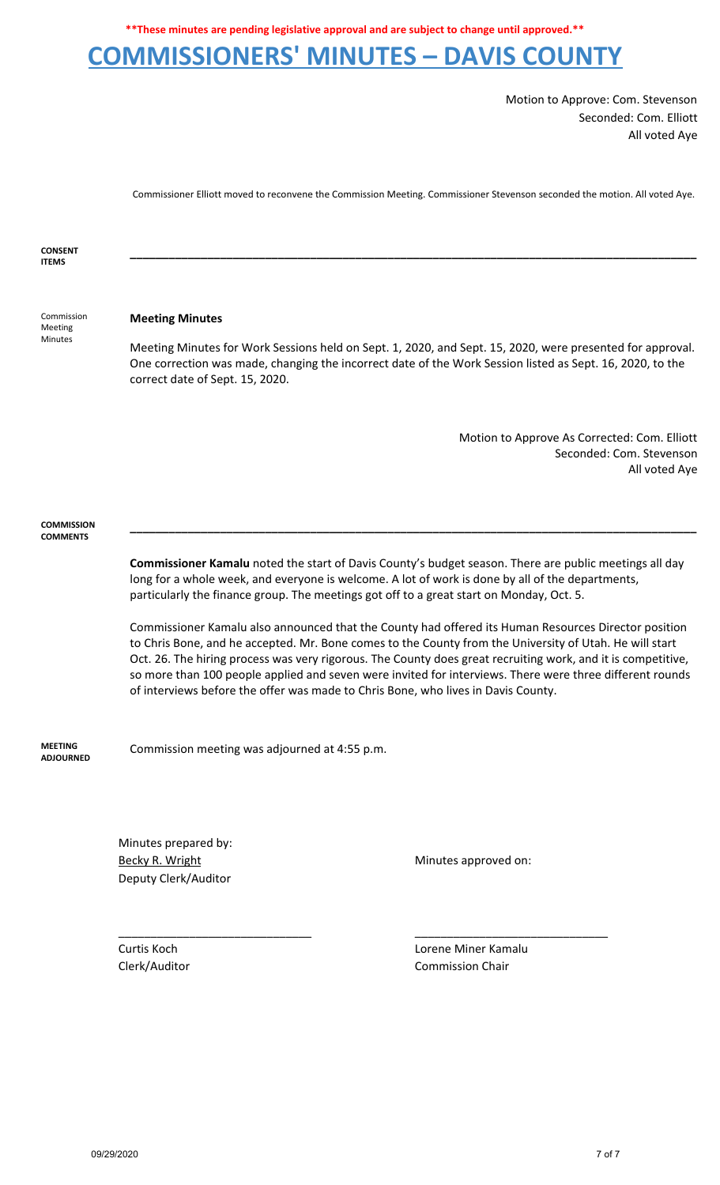**These minutes are pending legislative approval and are subject to change until approved.**

# COMMISSIONERS' MINUTES – DAVIS COUNTY

Motion to Approve: Com. Stevenson
Seconded: Com. Elliott
All voted Aye

Commissioner Elliott moved to reconvene the Commission Meeting. Commissioner Stevenson seconded the motion. All voted Aye.

**CONSENT ITEMS**

---

Commission Meeting Minutes

**Meeting Minutes**

Meeting Minutes for Work Sessions held on Sept. 1, 2020, and Sept. 15, 2020, were presented for approval. One correction was made, changing the incorrect date of the Work Session listed as Sept. 16, 2020, to the correct date of Sept. 15, 2020.

Motion to Approve As Corrected: Com. Elliott
Seconded: Com. Stevenson
All voted Aye

**COMMISSION COMMENTS**

---

**Commissioner Kamalu** noted the start of Davis County's budget season. There are public meetings all day long for a whole week, and everyone is welcome. A lot of work is done by all of the departments, particularly the finance group. The meetings got off to a great start on Monday, Oct. 5.

Commissioner Kamalu also announced that the County had offered its Human Resources Director position to Chris Bone, and he accepted. Mr. Bone comes to the County from the University of Utah. He will start Oct. 26. The hiring process was very rigorous. The County does great recruiting work, and it is competitive, so more than 100 people applied and seven were invited for interviews. There were three different rounds of interviews before the offer was made to Chris Bone, who lives in Davis County.

**MEETING ADJOURNED**

Commission meeting was adjourned at 4:55 p.m.

Minutes prepared by:
Becky R. Wright
Deputy Clerk/Auditor

Minutes approved on:

_____________________________

Curtis Koch
Clerk/Auditor

_____________________________

Lorene Miner Kamalu
Commission Chair

09/29/2020